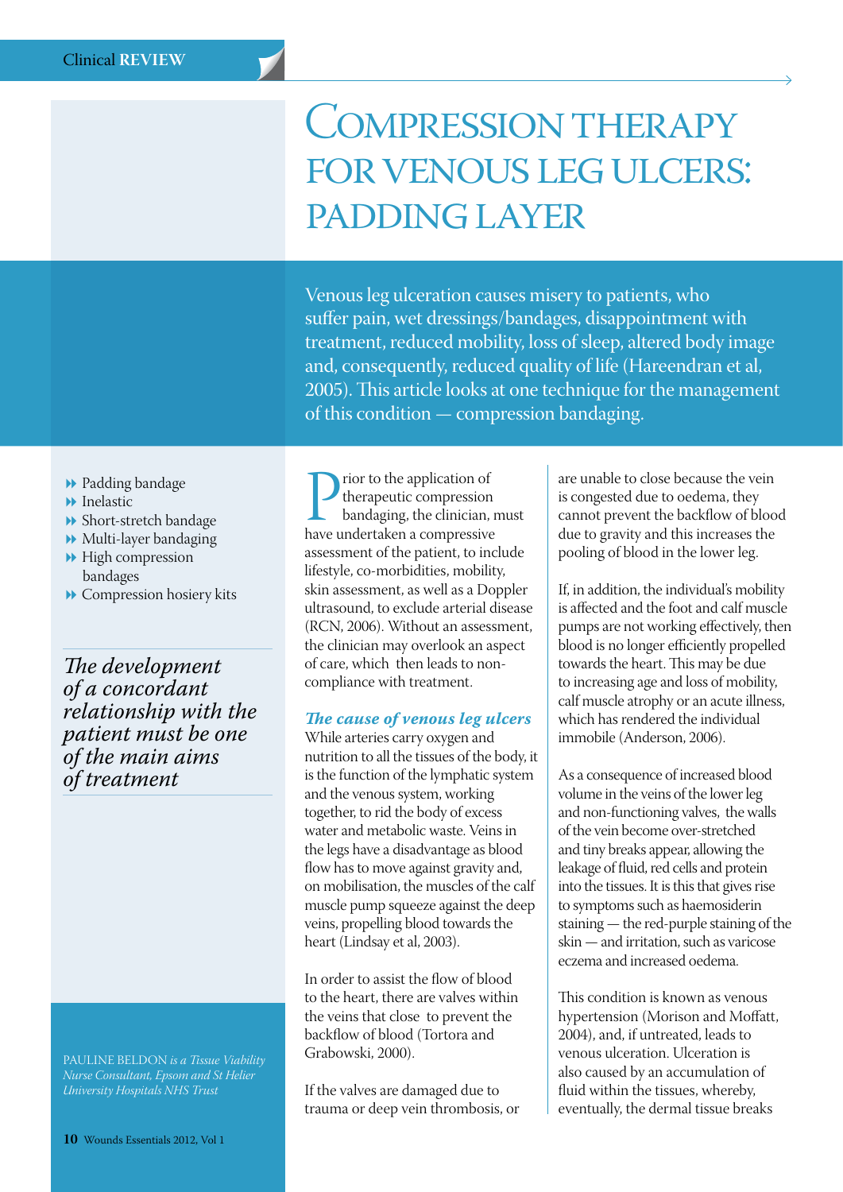# Compression therapy for venous leg ulcers: padding layer

Venous leg ulceration causes misery to patients, who suffer pain, wet dressings/bandages, disappointment with treatment, reduced mobility, loss of sleep, altered body image and, consequently, reduced quality of life (Hareendran et al, 2005). This article looks at one technique for the management of this condition — compression bandaging.

- Padding bandage
- Inelastic
- Short-stretch bandage
- Multi-layer bandaging
- High compression bandages
- Compression hosiery kits

*The development of a concordant relationship with the patient must be one of the main aims of treatment*

PAULINE BELDON *is a Tissue Viability Nurse Consultant, Epsom and St Helier University Hospitals NHS Trust*

Prior to the application of therapeutic compression bandaging, the clinician, must have undertaken a compressive assessment of the patient, to include lifestyle, co-morbidities, mobility, skin assessment, as well as a Doppler ultrasound, to exclude arterial disease (RCN, 2006). Without an assessment, the clinician may overlook an aspect of care, which then leads to non-compliance with treatment.

### *The cause of venous leg ulcers*

While arteries carry oxygen and nutrition to all the tissues of the body, it is the function of the lymphatic system and the venous system, working together, to rid the body of excess water and metabolic waste. Veins in the legs have a disadvantage as blood flow has to move against gravity and, on mobilisation, the muscles of the calf muscle pump squeeze against the deep veins, propelling blood towards the heart (Lindsay et al, 2003).

In order to assist the flow of blood to the heart, there are valves within the veins that close to prevent the backflow of blood (Tortora and Grabowski, 2000).

If the valves are damaged due to trauma or deep vein thrombosis, or are unable to close because the vein is congested due to oedema, they cannot prevent the backflow of blood due to gravity and this increases the pooling of blood in the lower leg.

If, in addition, the individual's mobility is affected and the foot and calf muscle pumps are not working effectively, then blood is no longer efficiently propelled towards the heart. This may be due to increasing age and loss of mobility, calf muscle atrophy or an acute illness, which has rendered the individual immobile (Anderson, 2006).

As a consequence of increased blood volume in the veins of the lower leg and non-functioning valves, the walls of the vein become over-stretched and tiny breaks appear, allowing the leakage of fluid, red cells and protein into the tissues. It is this that gives rise to symptoms such as haemosiderin staining — the red-purple staining of the skin — and irritation, such as varicose eczema and increased oedema.

This condition is known as venous hypertension (Morison and Moffatt, 2004), and, if untreated, leads to venous ulceration. Ulceration is also caused by an accumulation of fluid within the tissues, whereby, eventually, the dermal tissue breaks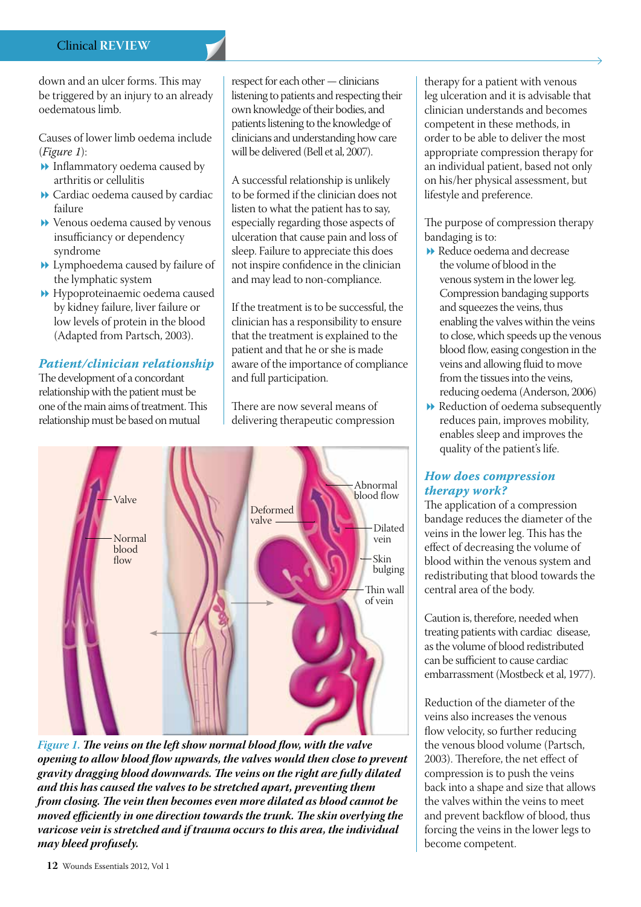down and an ulcer forms. This may be triggered by an injury to an already oedematous limb.

Causes of lower limb oedema include (*Figure 1*):

- Inflammatory oedema caused by arthritis or cellulitis
- Cardiac oedema caused by cardiac failure
- Venous oedema caused by venous insufficiency or dependency syndrome
- Lymphoedema caused by failure of the lymphatic system
- Hypoproteinaemic oedema caused by kidney failure, liver failure or low levels of protein in the blood (Adapted from Partsch, 2003).

## Patient/clinician relationship

The development of a concordant relationship with the patient must be one of the main aims of treatment. This relationship must be based on mutual respect for each other — clinicians listening to patients and respecting their own knowledge of their bodies, and patients listening to the knowledge of clinicians and understanding how care will be delivered (Bell et al, 2007).

A successful relationship is unlikely to be formed if the clinician does not listen to what the patient has to say, especially regarding those aspects of ulceration that cause pain and loss of sleep. Failure to appreciate this does not inspire confidence in the clinician and may lead to non-compliance.

If the treatment is to be successful, the clinician has a responsibility to ensure that the treatment is explained to the patient and that he or she is made aware of the importance of compliance and full participation.

There are now several means of delivering therapeutic compression therapy for a patient with venous leg ulceration and it is advisable that clinician understands and becomes competent in these methods, in order to be able to deliver the most appropriate compression therapy for an individual patient, based not only on his/her physical assessment, but lifestyle and preference.

*Figure 1.* ***The veins on the left show normal blood flow, with the valve opening to allow blood flow upwards, the valves would then close to prevent gravity dragging blood downwards. The veins on the right are fully dilated and this has caused the valves to be stretched apart, preventing them from closing. The vein then becomes even more dilated as blood cannot be moved efficiently in one direction towards the trunk. The skin overlying the varicose vein is stretched and if trauma occurs to this area, the individual may bleed profusely.***

The purpose of compression therapy bandaging is to:

- Reduce oedema and decrease the volume of blood in the venous system in the lower leg. Compression bandaging supports and squeezes the veins, thus enabling the valves within the veins to close, which speeds up the venous blood flow, easing congestion in the veins and allowing fluid to move from the tissues into the veins, reducing oedema (Anderson, 2006)
- Reduction of oedema subsequently reduces pain, improves mobility, enables sleep and improves the quality of the patient's life.

## How does compression therapy work?

The application of a compression bandage reduces the diameter of the veins in the lower leg. This has the effect of decreasing the volume of blood within the venous system and redistributing that blood towards the central area of the body.

Caution is, therefore, needed when treating patients with cardiac disease, as the volume of blood redistributed can be sufficient to cause cardiac embarrassment (Mostbeck et al, 1977).

Reduction of the diameter of the veins also increases the venous flow velocity, so further reducing the venous blood volume (Partsch, 2003). Therefore, the net effect of compression is to push the veins back into a shape and size that allows the valves within the veins to meet and prevent backflow of blood, thus forcing the veins in the lower legs to become competent.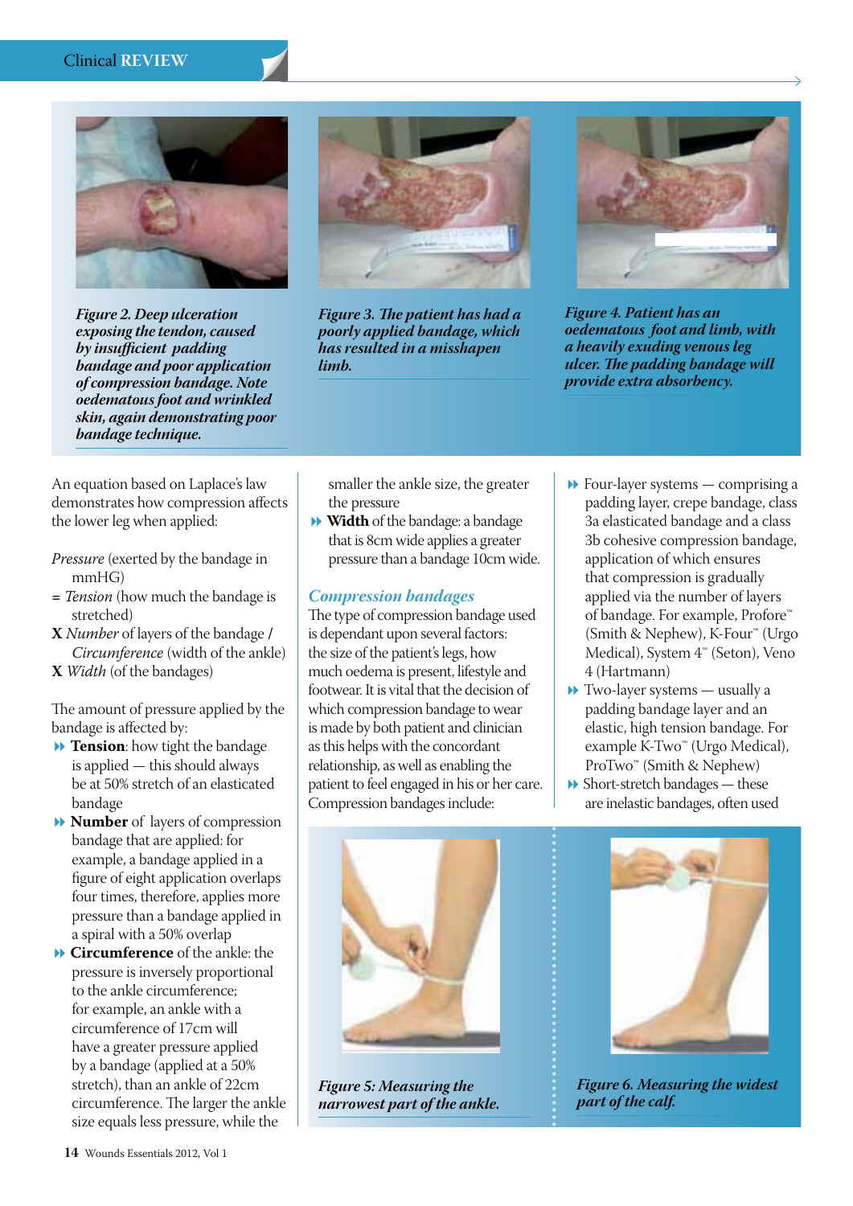*Figure 2. Deep ulceration exposing the tendon, caused by insufficient padding bandage and poor application of compression bandage. Note oedematous foot and wrinkled skin, again demonstrating poor bandage technique.*

*Figure 3. The patient has had a poorly applied bandage, which has resulted in a misshapen limb.*

*Figure 4. Patient has an oedematous foot and limb, with a heavily exuding venous leg ulcer. The padding bandage will provide extra absorbency.*

An equation based on Laplace's law demonstrates how compression affects the lower leg when applied:

*Pressure* (exerted by the bandage in mmHG)
= *Tension* (how much the bandage is stretched)
X *Number* of layers of the bandage / *Circumference* (width of the ankle)
X *Width* (of the bandages)

The amount of pressure applied by the bandage is affected by:

- **Tension**: how tight the bandage is applied — this should always be at 50% stretch of an elasticated bandage
- **Number** of layers of compression bandage that are applied: for example, a bandage applied in a figure of eight application overlaps four times, therefore, applies more pressure than a bandage applied in a spiral with a 50% overlap
- **Circumference** of the ankle: the pressure is inversely proportional to the ankle circumference; for example, an ankle with a circumference of 17cm will have a greater pressure applied by a bandage (applied at a 50% stretch), than an ankle of 22cm circumference. The larger the ankle size equals less pressure, while the smaller the ankle size, the greater the pressure
- **Width** of the bandage: a bandage that is 8cm wide applies a greater pressure than a bandage 10cm wide.

## Compression bandages

The type of compression bandage used is dependant upon several factors: the size of the patient's legs, how much oedema is present, lifestyle and footwear. It is vital that the decision of which compression bandage to wear is made by both patient and clinician as this helps with the concordant relationship, as well as enabling the patient to feel engaged in his or her care. Compression bandages include:

- Four-layer systems — comprising a padding layer, crepe bandage, class 3a elasticated bandage and a class 3b cohesive compression bandage, application of which ensures that compression is gradually applied via the number of layers of bandage. For example, Profore™ (Smith & Nephew), K-Four™ (Urgo Medical), System 4™ (Seton), Veno 4 (Hartmann)
- Two-layer systems — usually a padding bandage layer and an elastic, high tension bandage. For example K-Two™ (Urgo Medical), ProTwo™ (Smith & Nephew)
- Short-stretch bandages — these are inelastic bandages, often used

*Figure 5: Measuring the narrowest part of the ankle.*

*Figure 6. Measuring the widest part of the calf.*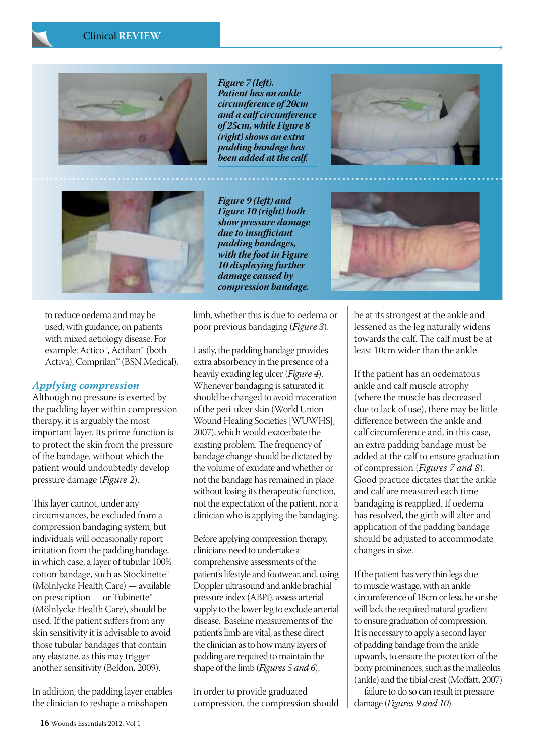*Figure 7 (left). Patient has an ankle circumference of 20cm and a calf circumference of 25cm, while Figure 8 (right) shows an extra padding bandage has been added at the calf.*

*Figure 9 (left) and Figure 10 (right) both show pressure damage due to insufficient padding bandages, with the foot in Figure 10 displaying further damage caused by compression bandage.*

to reduce oedema and may be used, with guidance, on patients with mixed aetiology disease. For example: Actico™, Actiban™ (both Activa), Comprilan™ (BSN Medical).

## *Applying compression*

Although no pressure is exerted by the padding layer within compression therapy, it is arguably the most important layer. Its prime function is to protect the skin from the pressure of the bandage, without which the patient would undoubtedly develop pressure damage (*Figure 2*).

This layer cannot, under any circumstances, be excluded from a compression bandaging system, but individuals will occasionally report irritation from the padding bandage, in which case, a layer of tubular 100% cotton bandage, such as Stockinette™ (Mölnlycke Health Care) — available on prescription — or Tubinette® (Mölnlycke Health Care), should be used. If the patient suffers from any skin sensitivity it is advisable to avoid those tubular bandages that contain any elastane, as this may trigger another sensitivity (Beldon, 2009).

In addition, the padding layer enables the clinician to reshape a misshapen limb, whether this is due to oedema or poor previous bandaging (*Figure 3*).

Lastly, the padding bandage provides extra absorbency in the presence of a heavily exuding leg ulcer (*Figure 4*). Whenever bandaging is saturated it should be changed to avoid maceration of the peri-ulcer skin (World Union Wound Healing Societies [WUWHS], 2007), which would exacerbate the existing problem. The frequency of bandage change should be dictated by the volume of exudate and whether or not the bandage has remained in place without losing its therapeutic function, not the expectation of the patient, nor a clinician who is applying the bandaging.

Before applying compression therapy, clinicians need to undertake a comprehensive assessments of the patient's lifestyle and footwear, and, using Doppler ultrasound and ankle brachial pressure index (ABPI), assess arterial supply to the lower leg to exclude arterial disease. Baseline measurements of the patient's limb are vital, as these direct the clinician as to how many layers of padding are required to maintain the shape of the limb (*Figures 5 and 6*).

In order to provide graduated compression, the compression should be at its strongest at the ankle and lessened as the leg naturally widens towards the calf. The calf must be at least 10cm wider than the ankle.

If the patient has an oedematous ankle and calf muscle atrophy (where the muscle has decreased due to lack of use), there may be little difference between the ankle and calf circumference and, in this case, an extra padding bandage must be added at the calf to ensure graduation of compression (*Figures 7 and 8*). Good practice dictates that the ankle and calf are measured each time bandaging is reapplied. If oedema has resolved, the girth will alter and application of the padding bandage should be adjusted to accommodate changes in size.

If the patient has very thin legs due to muscle wastage, with an ankle circumference of 18cm or less, he or she will lack the required natural gradient to ensure graduation of compression. It is necessary to apply a second layer of padding bandage from the ankle upwards, to ensure the protection of the bony prominences, such as the malleolus (ankle) and the tibial crest (Moffatt, 2007) — failure to do so can result in pressure damage (*Figures 9 and 10*).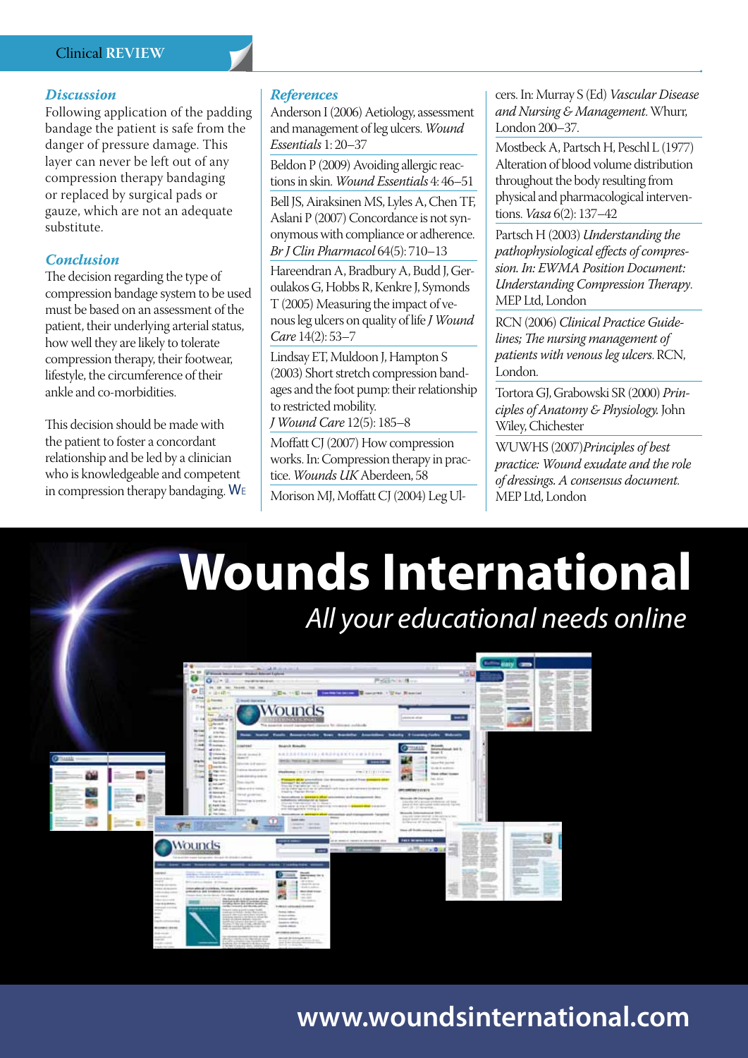## Discussion

Following application of the padding bandage the patient is safe from the danger of pressure damage. This layer can never be left out of any compression therapy bandaging or replaced by surgical pads or gauze, which are not an adequate substitute.

## Conclusion

The decision regarding the type of compression bandage system to be used must be based on an assessment of the patient, their underlying arterial status, how well they are likely to tolerate compression therapy, their footwear, lifestyle, the circumference of their ankle and co-morbidities.

This decision should be made with the patient to foster a concordant relationship and be led by a clinician who is knowledgeable and competent in compression therapy bandaging. WE

## References

Anderson I (2006) Aetiology, assessment and management of leg ulcers. *Wound Essentials* 1: 20–37

Beldon P (2009) Avoiding allergic reactions in skin. *Wound Essentials* 4: 46–51

Bell JS, Airaksinen MS, Lyles A, Chen TF, Aslani P (2007) Concordance is not synonymous with compliance or adherence. *Br J Clin Pharmacol* 64(5): 710–13

Hareendran A, Bradbury A, Budd J, Geroulakos G, Hobbs R, Kenkre J, Symonds T (2005) Measuring the impact of venous leg ulcers on quality of life *J Wound Care* 14(2): 53–7

Lindsay ET, Muldoon J, Hampton S (2003) Short stretch compression bandages and the foot pump: their relationship to restricted mobility. *J Wound Care* 12(5): 185–8

Moffatt CJ (2007) How compression works. In: Compression therapy in practice. *Wounds UK* Aberdeen, 58

Morison MJ, Moffatt CJ (2004) Leg Ulcers. In: Murray S (Ed) *Vascular Disease and Nursing & Management.* Whurr, London 200–37.

Mostbeck A, Partsch H, Peschl L (1977) Alteration of blood volume distribution throughout the body resulting from physical and pharmacological interventions. *Vasa* 6(2): 137–42

Partsch H (2003) *Understanding the pathophysiological effects of compression. In: EWMA Position Document: Understanding Compression Therapy.* MEP Ltd, London

RCN (2006) *Clinical Practice Guidelines; The nursing management of patients with venous leg ulcers.* RCN, London.

Tortora GJ, Grabowski SR (2000) *Principles of Anatomy & Physiology.* John Wiley, Chichester

WUWHS (2007)*Principles of best practice: Wound exudate and the role of dressings. A consensus document.* MEP Ltd, London

# Wounds International

*All your educational needs online*

www.woundsinternational.com